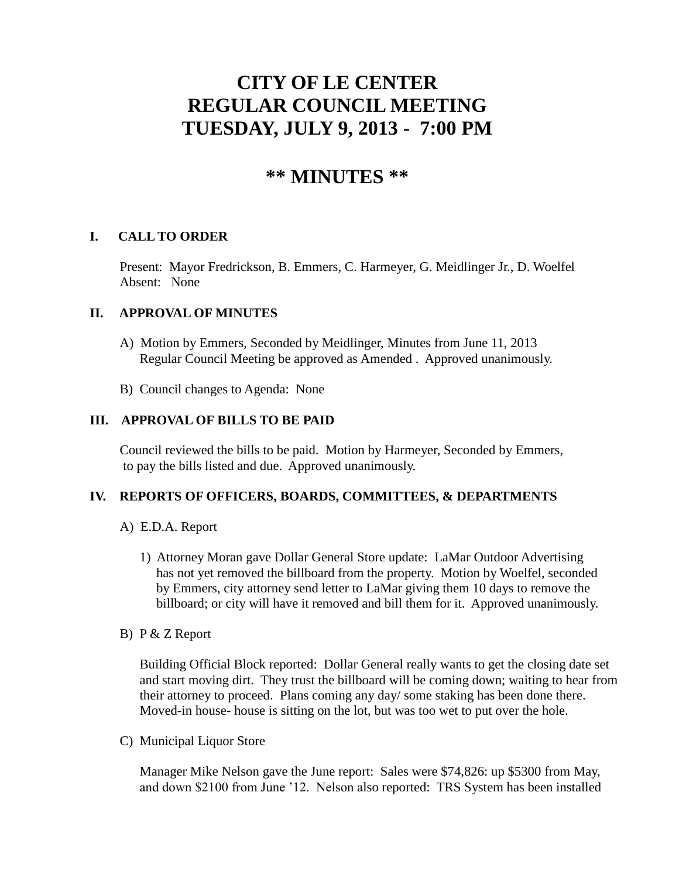# CITY OF LE CENTER
# REGULAR COUNCIL MEETING
# TUESDAY, JULY 9, 2013 - 7:00 PM

## ** MINUTES **

### I. CALL TO ORDER

Present: Mayor Fredrickson, B. Emmers, C. Harmeyer, G. Meidlinger Jr., D. Woelfel
Absent: None

### II. APPROVAL OF MINUTES

A) Motion by Emmers, Seconded by Meidlinger, Minutes from June 11, 2013 Regular Council Meeting be approved as Amended . Approved unanimously.

B) Council changes to Agenda: None

### III. APPROVAL OF BILLS TO BE PAID

Council reviewed the bills to be paid. Motion by Harmeyer, Seconded by Emmers, to pay the bills listed and due. Approved unanimously.

### IV. REPORTS OF OFFICERS, BOARDS, COMMITTEES, & DEPARTMENTS

A) E.D.A. Report

1) Attorney Moran gave Dollar General Store update: LaMar Outdoor Advertising has not yet removed the billboard from the property. Motion by Woelfel, seconded by Emmers, city attorney send letter to LaMar giving them 10 days to remove the billboard; or city will have it removed and bill them for it. Approved unanimously.

B) P & Z Report

Building Official Block reported: Dollar General really wants to get the closing date set and start moving dirt. They trust the billboard will be coming down; waiting to hear from their attorney to proceed. Plans coming any day/ some staking has been done there. Moved-in house- house is sitting on the lot, but was too wet to put over the hole.

C) Municipal Liquor Store

Manager Mike Nelson gave the June report: Sales were $74,826: up $5300 from May, and down $2100 from June '12. Nelson also reported: TRS System has been installed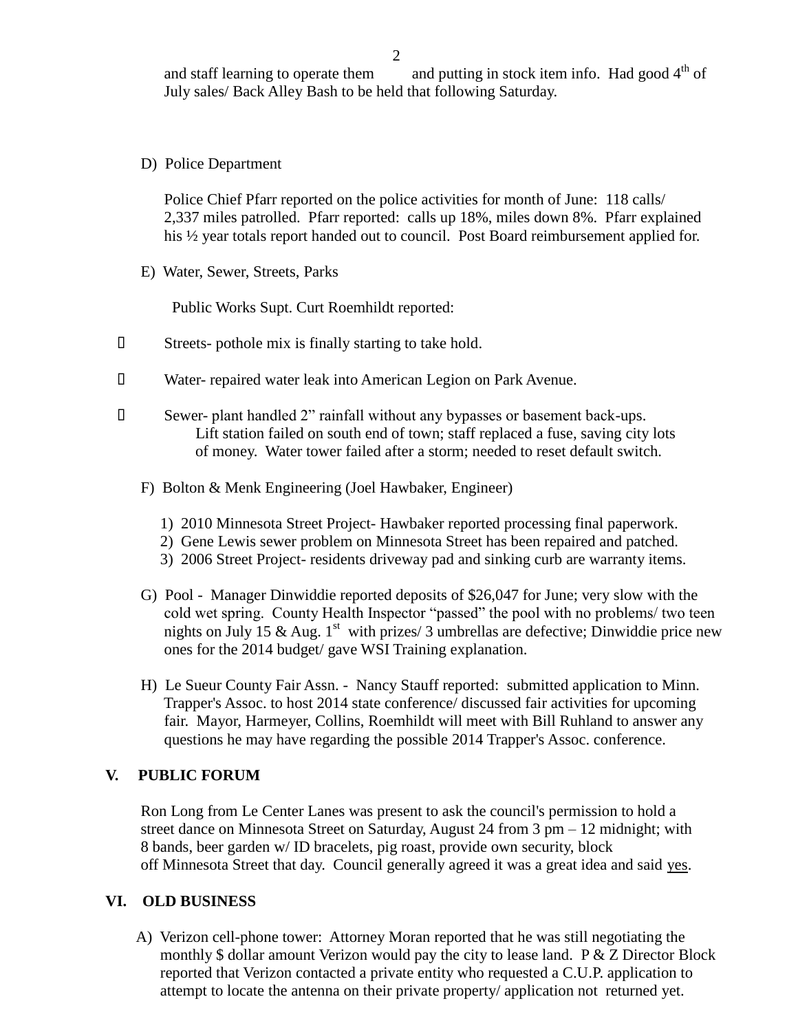and staff learning to operate them and putting in stock item info. Had good 4th of July sales/ Back Alley Bash to be held that following Saturday.

D) Police Department

Police Chief Pfarr reported on the police activities for month of June: 118 calls/ 2,337 miles patrolled. Pfarr reported: calls up 18%, miles down 8%. Pfarr explained his ½ year totals report handed out to council. Post Board reimbursement applied for.

E) Water, Sewer, Streets, Parks

Public Works Supt. Curt Roemhildt reported:

- Streets- pothole mix is finally starting to take hold.
- Water- repaired water leak into American Legion on Park Avenue.
- Sewer- plant handled 2" rainfall without any bypasses or basement back-ups. Lift station failed on south end of town; staff replaced a fuse, saving city lots of money. Water tower failed after a storm; needed to reset default switch.

F) Bolton & Menk Engineering (Joel Hawbaker, Engineer)

1) 2010 Minnesota Street Project- Hawbaker reported processing final paperwork.
2) Gene Lewis sewer problem on Minnesota Street has been repaired and patched.
3) 2006 Street Project- residents driveway pad and sinking curb are warranty items.

G) Pool - Manager Dinwiddie reported deposits of $26,047 for June; very slow with the cold wet spring. County Health Inspector "passed" the pool with no problems/ two teen nights on July 15 & Aug. 1st with prizes/ 3 umbrellas are defective; Dinwiddie price new ones for the 2014 budget/ gave WSI Training explanation.

H) Le Sueur County Fair Assn. - Nancy Stauff reported: submitted application to Minn. Trapper's Assoc. to host 2014 state conference/ discussed fair activities for upcoming fair. Mayor, Harmeyer, Collins, Roemhildt will meet with Bill Ruhland to answer any questions he may have regarding the possible 2014 Trapper's Assoc. conference.

## V. PUBLIC FORUM

Ron Long from Le Center Lanes was present to ask the council's permission to hold a street dance on Minnesota Street on Saturday, August 24 from 3 pm – 12 midnight; with 8 bands, beer garden w/ ID bracelets, pig roast, provide own security, block off Minnesota Street that day. Council generally agreed it was a great idea and said yes.

## VI. OLD BUSINESS

A) Verizon cell-phone tower: Attorney Moran reported that he was still negotiating the monthly $ dollar amount Verizon would pay the city to lease land. P & Z Director Block reported that Verizon contacted a private entity who requested a C.U.P. application to attempt to locate the antenna on their private property/ application not returned yet.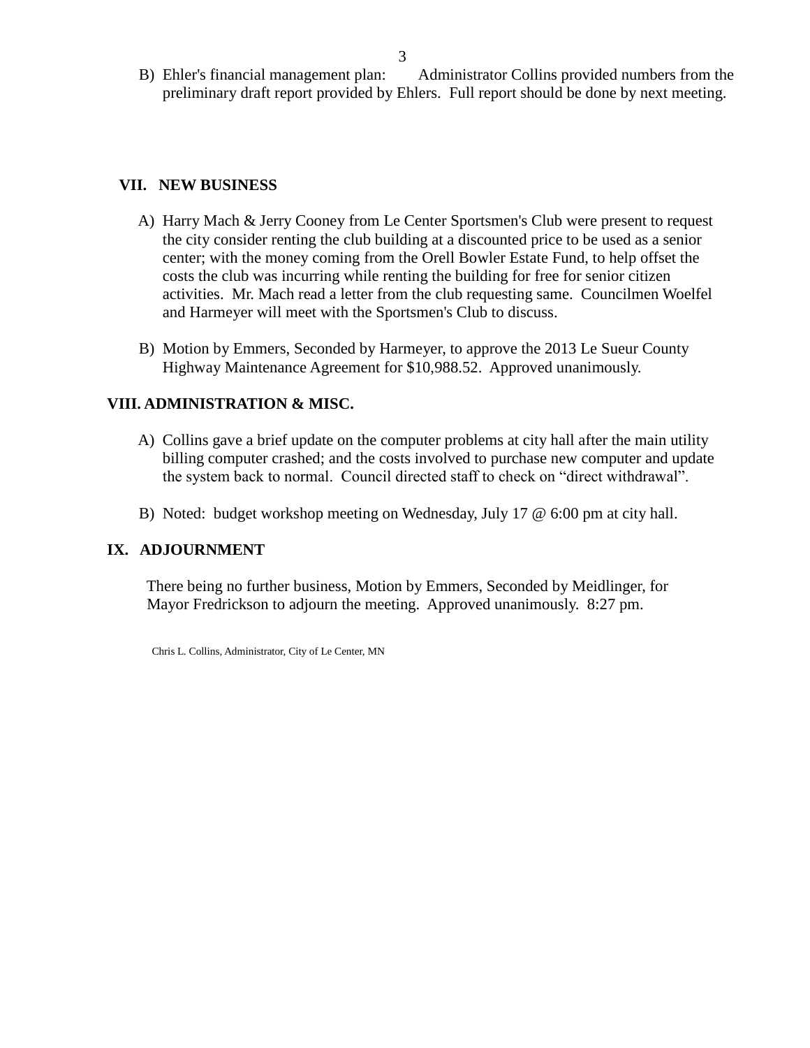B) Ehler's financial management plan: Administrator Collins provided numbers from the preliminary draft report provided by Ehlers. Full report should be done by next meeting.

## VII. NEW BUSINESS

A) Harry Mach & Jerry Cooney from Le Center Sportsmen's Club were present to request the city consider renting the club building at a discounted price to be used as a senior center; with the money coming from the Orell Bowler Estate Fund, to help offset the costs the club was incurring while renting the building for free for senior citizen activities. Mr. Mach read a letter from the club requesting same. Councilmen Woelfel and Harmeyer will meet with the Sportsmen's Club to discuss.

B) Motion by Emmers, Seconded by Harmeyer, to approve the 2013 Le Sueur County Highway Maintenance Agreement for $10,988.52. Approved unanimously.

## VIII. ADMINISTRATION & MISC.

A) Collins gave a brief update on the computer problems at city hall after the main utility billing computer crashed; and the costs involved to purchase new computer and update the system back to normal. Council directed staff to check on “direct withdrawal”.

B) Noted: budget workshop meeting on Wednesday, July 17 @ 6:00 pm at city hall.

## IX. ADJOURNMENT

There being no further business, Motion by Emmers, Seconded by Meidlinger, for Mayor Fredrickson to adjourn the meeting. Approved unanimously. 8:27 pm.

Chris L. Collins, Administrator, City of Le Center, MN